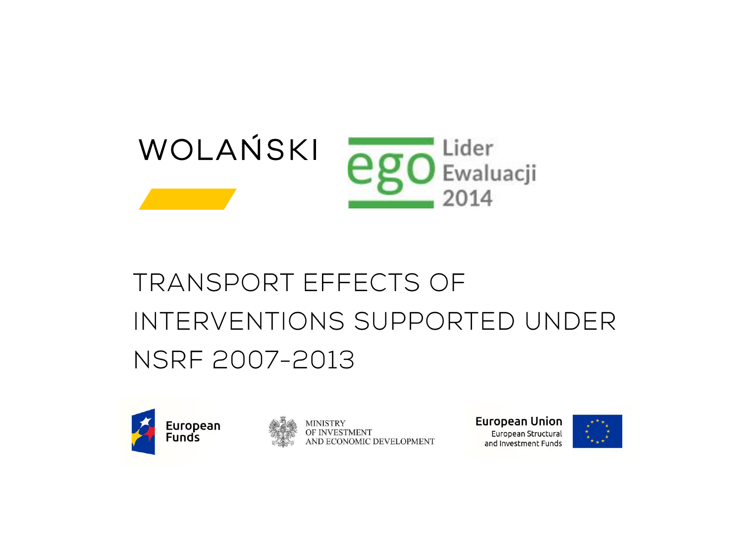WOLAŃSKI

ego Lider Ewaluacji 2014

# TRANSPORT EFFECTS OF INTERVENTIONS SUPPORTED UNDER NSRF 2007-2013

European Funds

MINISTRY OF INVESTMENT AND ECONOMIC DEVELOPMENT

European Union
European Structural and Investment Funds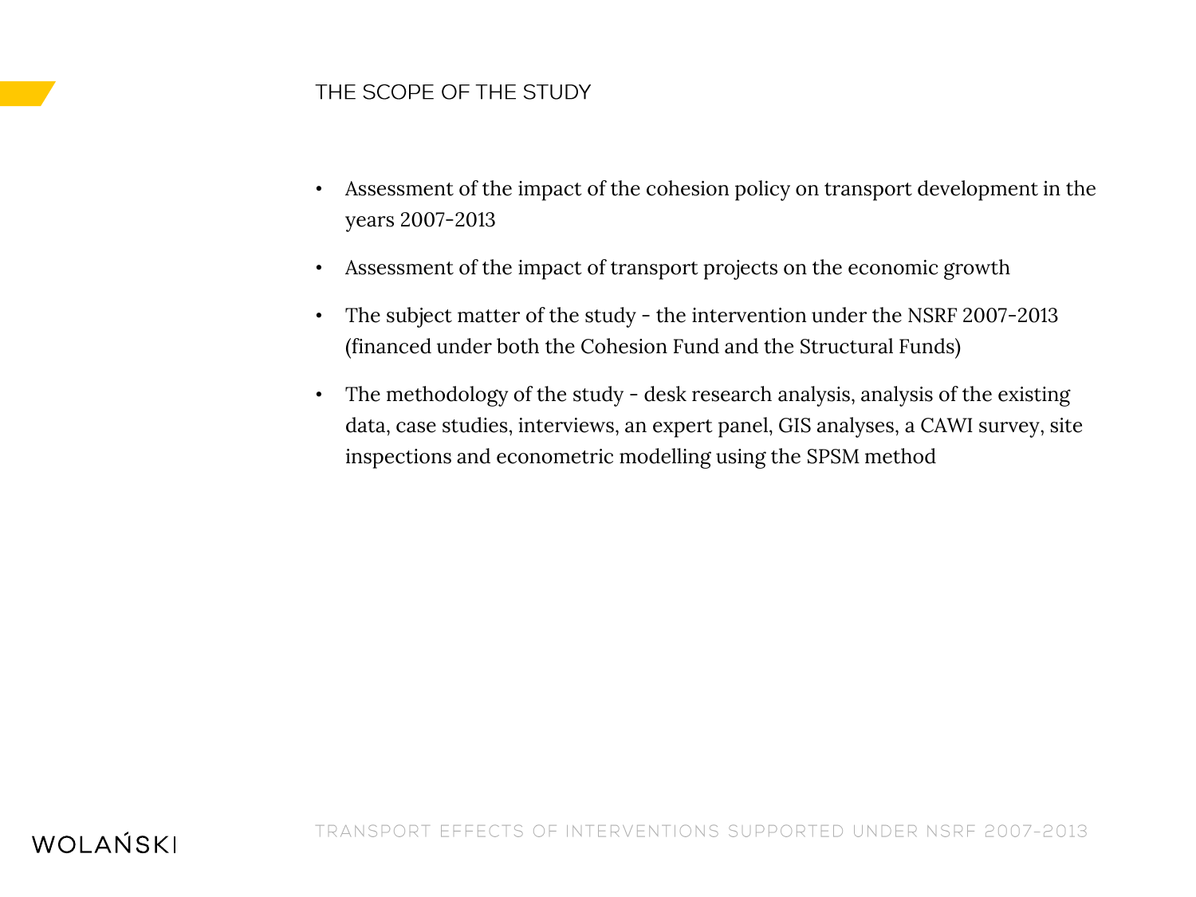## THE SCOPE OF THE STUDY

- Assessment of the impact of the cohesion policy on transport development in the years 2007-2013
- Assessment of the impact of transport projects on the economic growth
- The subject matter of the study - the intervention under the NSRF 2007-2013 (financed under both the Cohesion Fund and the Structural Funds)
- The methodology of the study - desk research analysis, analysis of the existing data, case studies, interviews, an expert panel, GIS analyses, a CAWI survey, site inspections and econometric modelling using the SPSM method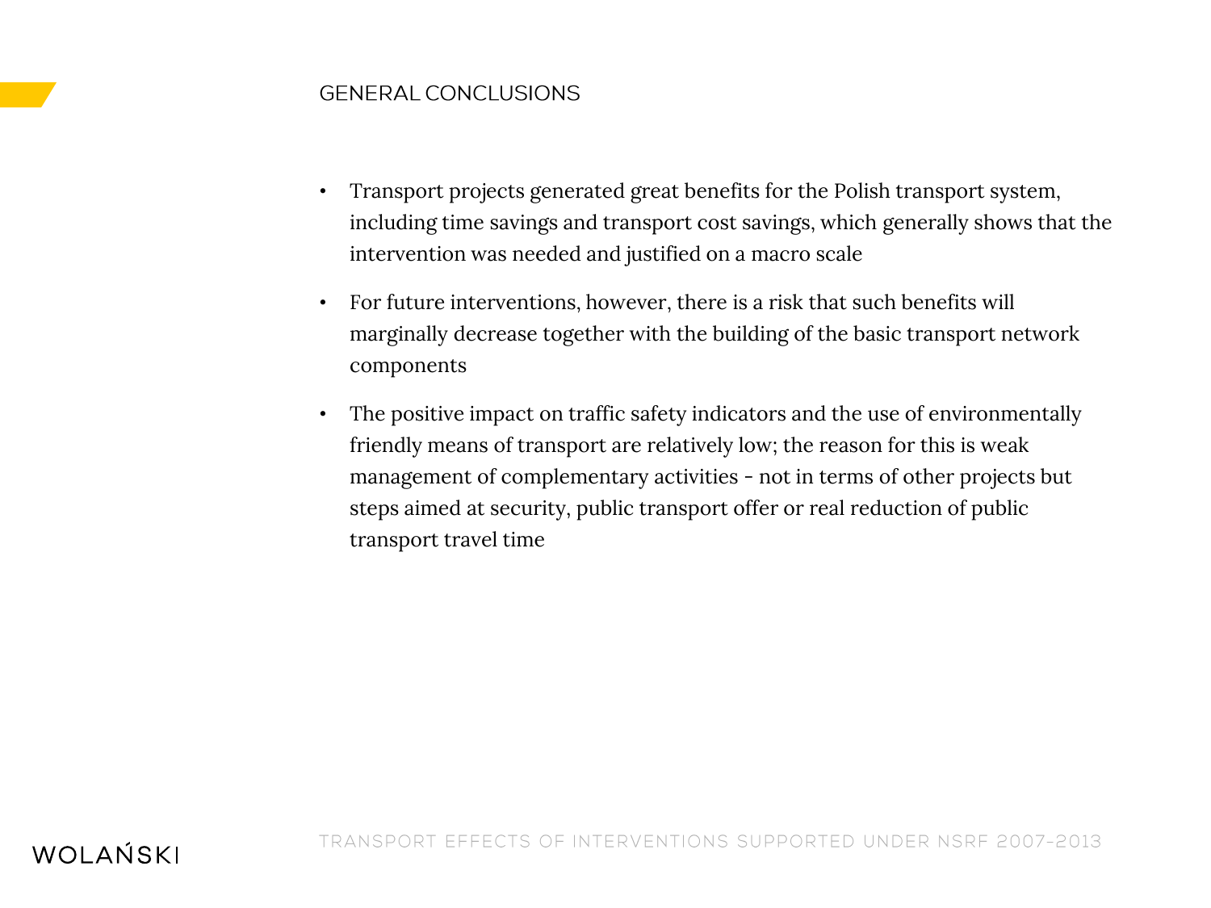## GENERAL CONCLUSIONS

- Transport projects generated great benefits for the Polish transport system, including time savings and transport cost savings, which generally shows that the intervention was needed and justified on a macro scale
- For future interventions, however, there is a risk that such benefits will marginally decrease together with the building of the basic transport network components
- The positive impact on traffic safety indicators and the use of environmentally friendly means of transport are relatively low; the reason for this is weak management of complementary activities - not in terms of other projects but steps aimed at security, public transport offer or real reduction of public transport travel time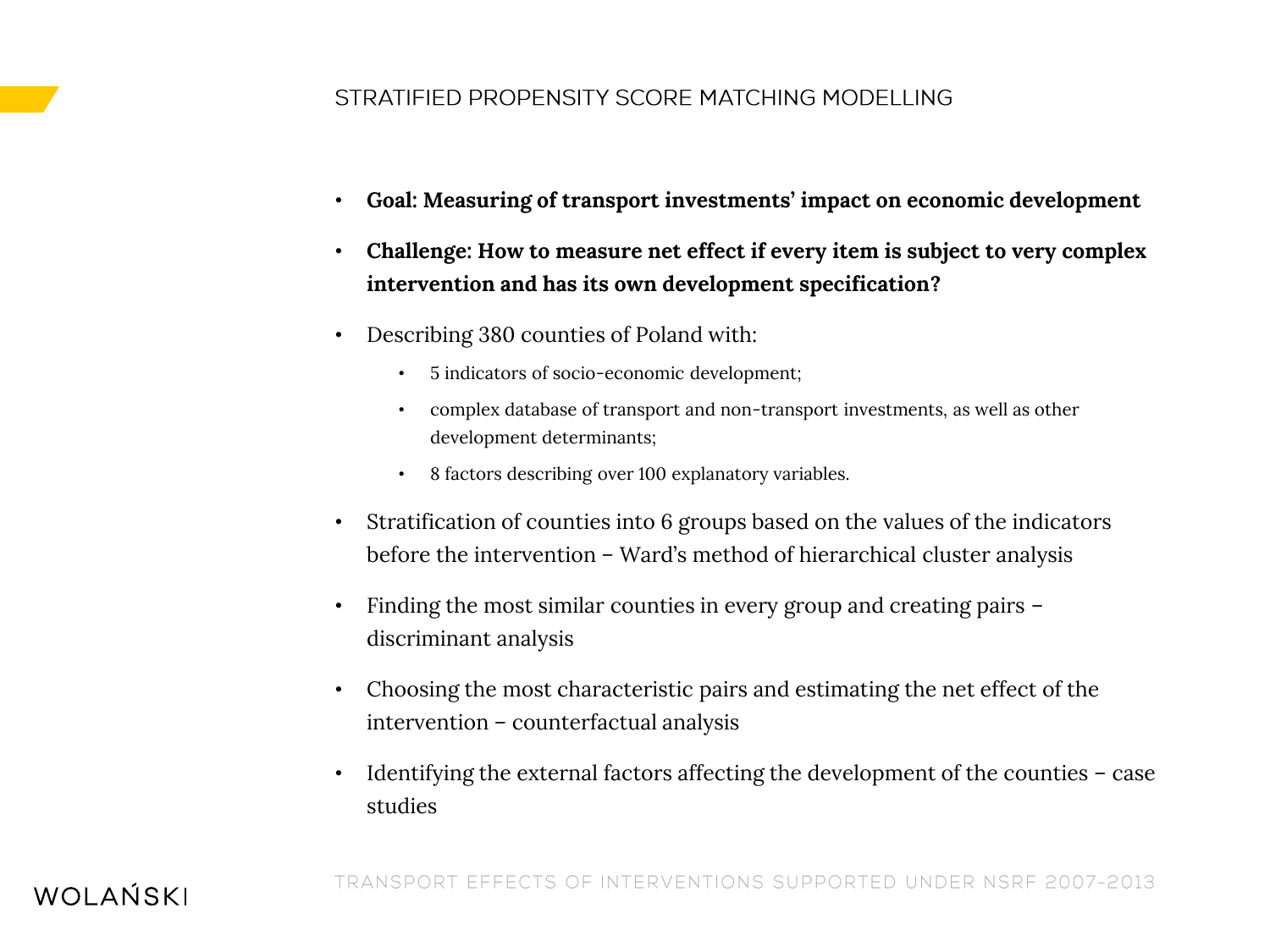# STRATIFIED PROPENSITY SCORE MATCHING MODELLING

- **Goal: Measuring of transport investments' impact on economic development**
- **Challenge: How to measure net effect if every item is subject to very complex intervention and has its own development specification?**
- Describing 380 counties of Poland with:
  - 5 indicators of socio-economic development;
  - complex database of transport and non-transport investments, as well as other development determinants;
  - 8 factors describing over 100 explanatory variables.
- Stratification of counties into 6 groups based on the values of the indicators before the intervention – Ward's method of hierarchical cluster analysis
- Finding the most similar counties in every group and creating pairs – discriminant analysis
- Choosing the most characteristic pairs and estimating the net effect of the intervention – counterfactual analysis
- Identifying the external factors affecting the development of the counties – case studies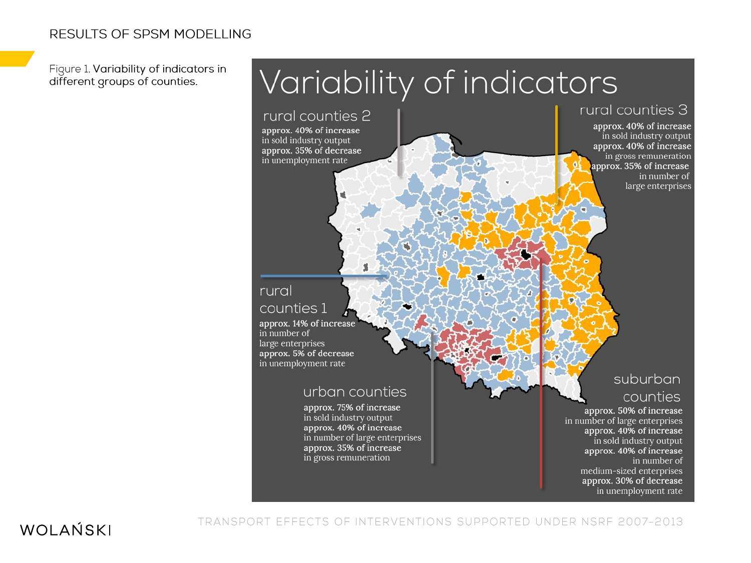## RESULTS OF SPSM MODELLING

Figure 1. **Variability of indicators in different groups of counties.**

# Variability of indicators

### rural counties 2

**approx. 40% of increase** in sold industry output
**approx. 35% of decrease** in unemployment rate

### rural counties 3

**approx. 40% of increase** in sold industry output
**approx. 40% of increase** in gross remuneration
**approx. 35% of increase** in number of large enterprises

### rural counties 1

**approx. 14% of increase** in number of large enterprises
**approx. 5% of decrease** in unemployment rate

### urban counties

**approx. 75% of increase** in sold industry output
**approx. 40% of increase** in number of large enterprises
**approx. 35% of increase** in gross remuneration

### suburban counties

**approx. 50% of increase** in number of large enterprises
**approx. 40% of increase** in sold industry output
**approx. 40% of increase** in number of medium-sized enterprises
**approx. 30% of decrease** in unemployment rate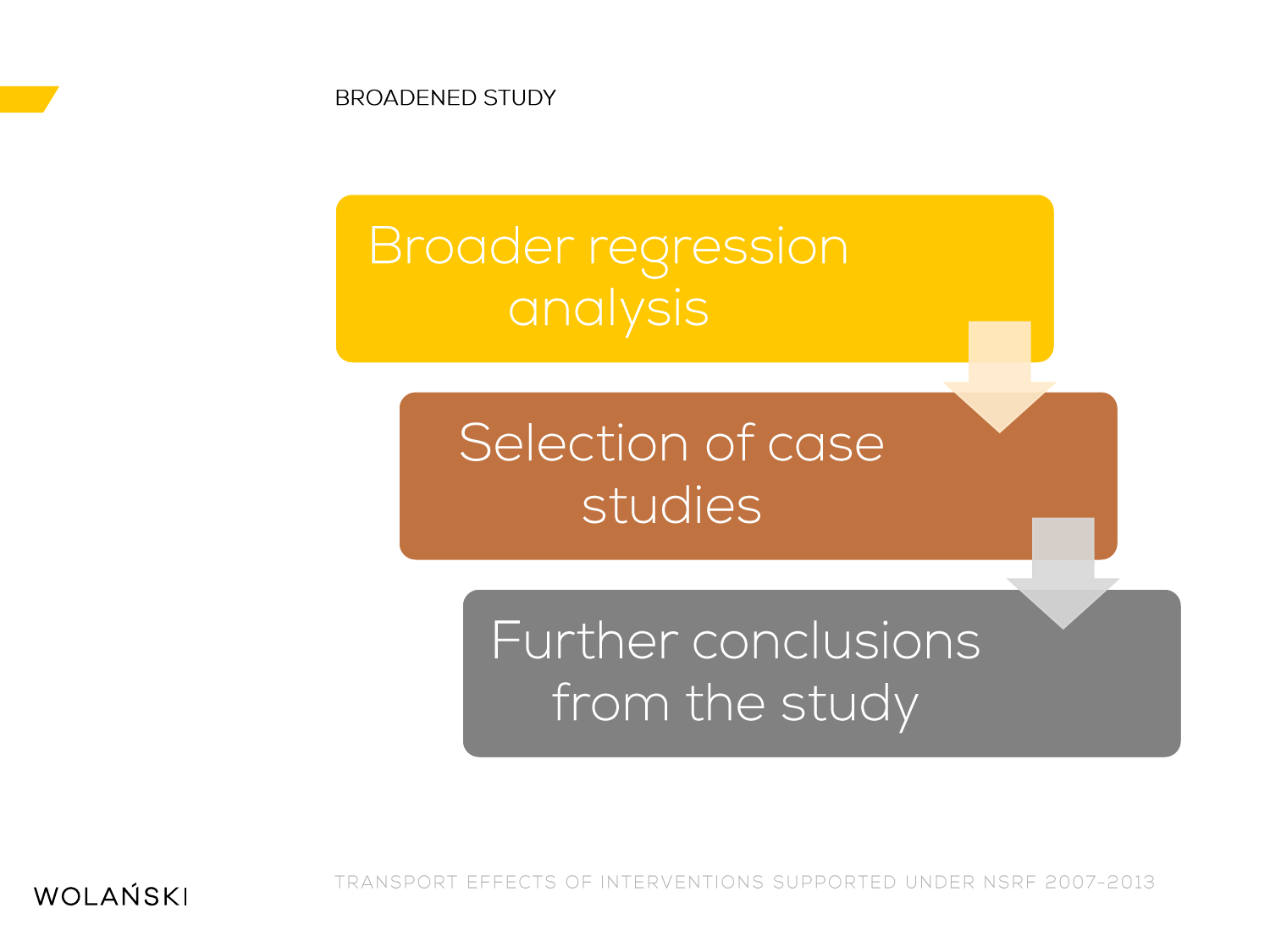## BROADENED STUDY

- Broader regression analysis
- Selection of case studies
- Further conclusions from the study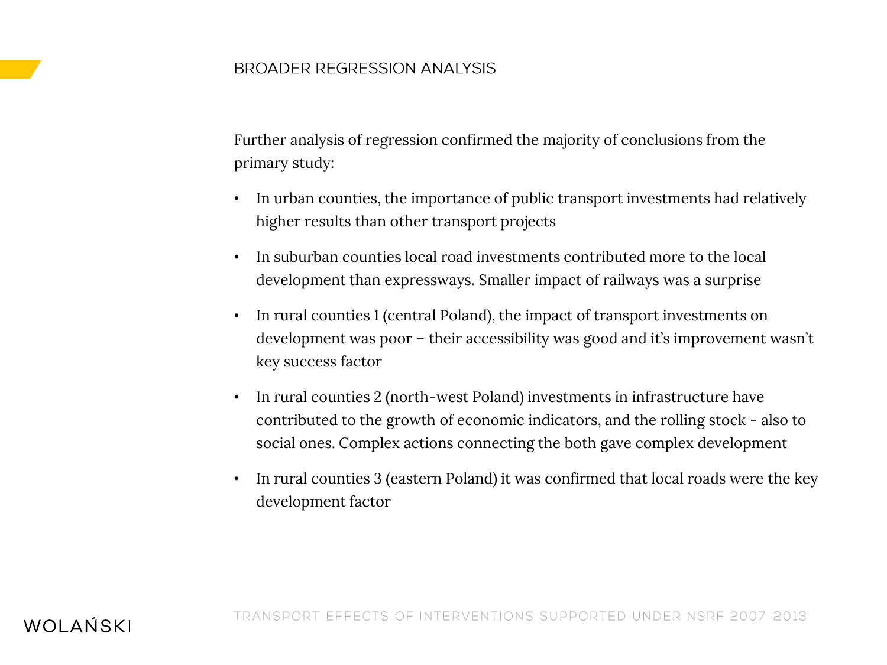## BROADER REGRESSION ANALYSIS

Further analysis of regression confirmed the majority of conclusions from the primary study:

- In urban counties, the importance of public transport investments had relatively higher results than other transport projects
- In suburban counties local road investments contributed more to the local development than expressways. Smaller impact of railways was a surprise
- In rural counties 1 (central Poland), the impact of transport investments on development was poor – their accessibility was good and it's improvement wasn't key success factor
- In rural counties 2 (north-west Poland) investments in infrastructure have contributed to the growth of economic indicators, and the rolling stock - also to social ones. Complex actions connecting the both gave complex development
- In rural counties 3 (eastern Poland) it was confirmed that local roads were the key development factor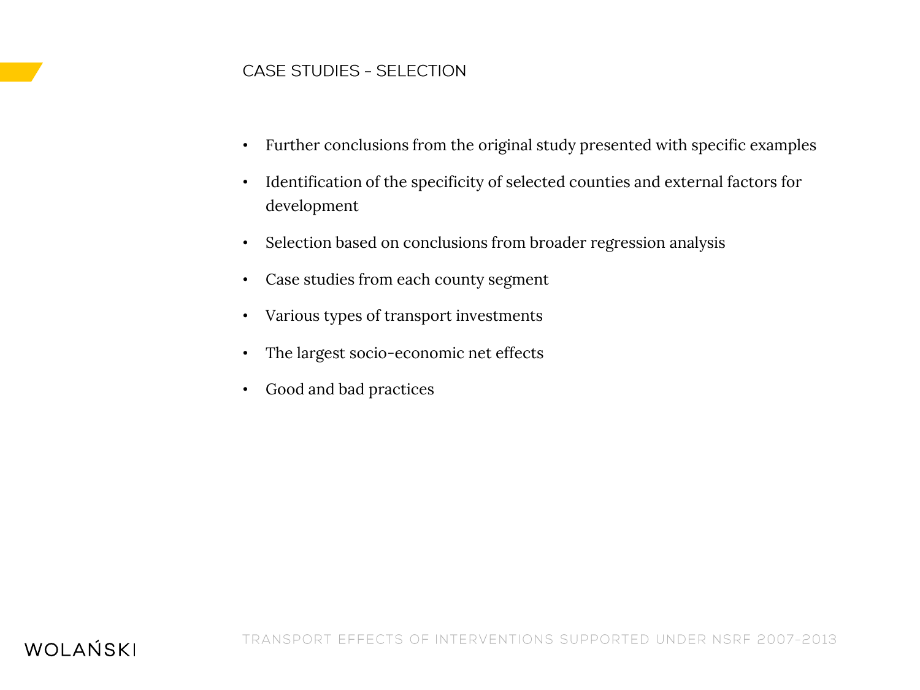## CASE STUDIES – SELECTION

- Further conclusions from the original study presented with specific examples
- Identification of the specificity of selected counties and external factors for development
- Selection based on conclusions from broader regression analysis
- Case studies from each county segment
- Various types of transport investments
- The largest socio-economic net effects
- Good and bad practices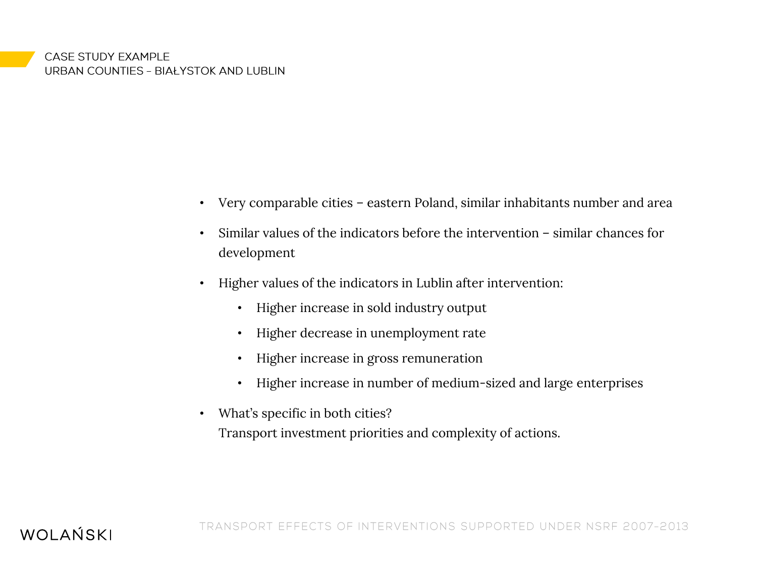CASE STUDY EXAMPLE
URBAN COUNTIES – BIAŁYSTOK AND LUBLIN

- Very comparable cities – eastern Poland, similar inhabitants number and area
- Similar values of the indicators before the intervention – similar chances for development
- Higher values of the indicators in Lublin after intervention:
  - Higher increase in sold industry output
  - Higher decrease in unemployment rate
  - Higher increase in gross remuneration
  - Higher increase in number of medium-sized and large enterprises
- What's specific in both cities?
  Transport investment priorities and complexity of actions.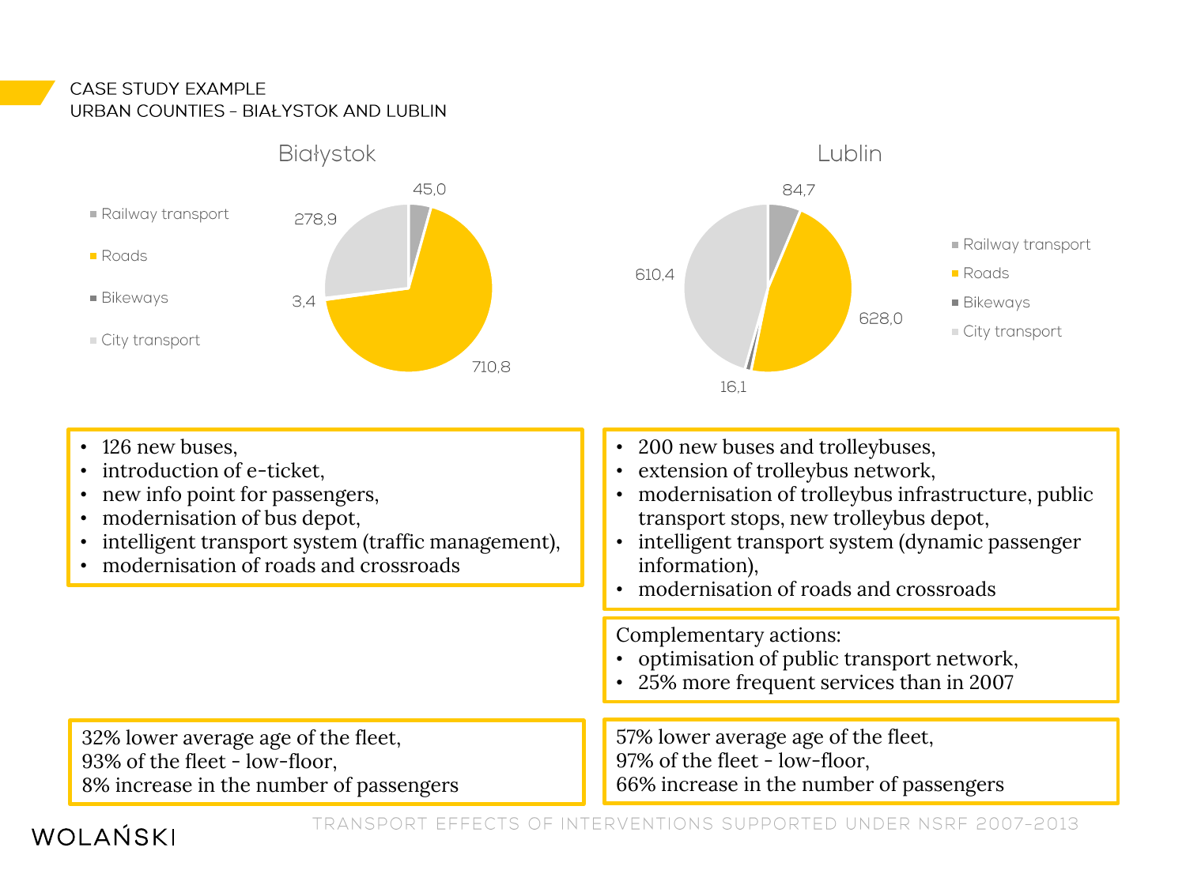CASE STUDY EXAMPLE
URBAN COUNTIES – BIAŁYSTOK AND LUBLIN

## Białystok

| Category | Value |
|---|---|
| Railway transport | 45,0 |
| Roads | 710,8 |
| Bikeways | 3,4 |
| City transport | 278,9 |

## Lublin

| Category | Value |
|---|---|
| Railway transport | 84,7 |
| Roads | 628,0 |
| Bikeways | 16,1 |
| City transport | 610,4 |

**Białystok**

- 126 new buses,
- introduction of e-ticket,
- new info point for passengers,
- modernisation of bus depot,
- intelligent transport system (traffic management),
- modernisation of roads and crossroads

32% lower average age of the fleet,
93% of the fleet - low-floor,
8% increase in the number of passengers

**Lublin**

- 200 new buses and trolleybuses,
- extension of trolleybus network,
- modernisation of trolleybus infrastructure, public transport stops, new trolleybus depot,
- intelligent transport system (dynamic passenger information),
- modernisation of roads and crossroads

Complementary actions:

- optimisation of public transport network,
- 25% more frequent services than in 2007

57% lower average age of the fleet,
97% of the fleet - low-floor,
66% increase in the number of passengers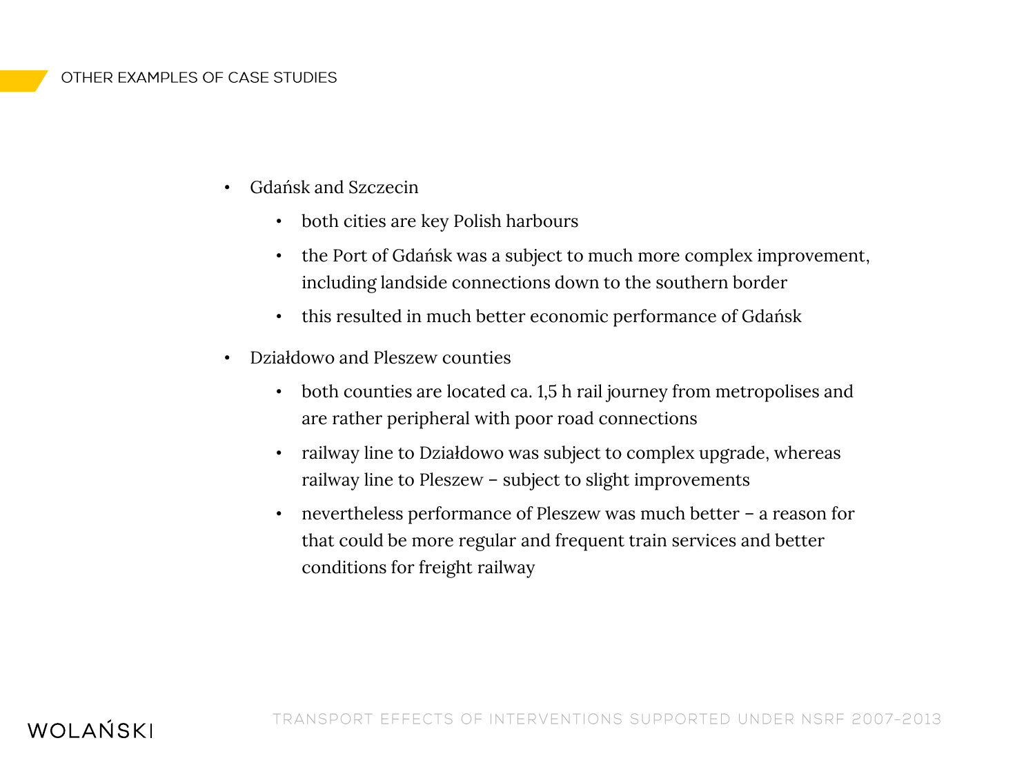## OTHER EXAMPLES OF CASE STUDIES

- Gdańsk and Szczecin
  - both cities are key Polish harbours
  - the Port of Gdańsk was a subject to much more complex improvement, including landside connections down to the southern border
  - this resulted in much better economic performance of Gdańsk
- Działdowo and Pleszew counties
  - both counties are located ca. 1,5 h rail journey from metropolises and are rather peripheral with poor road connections
  - railway line to Działdowo was subject to complex upgrade, whereas railway line to Pleszew – subject to slight improvements
  - nevertheless performance of Pleszew was much better – a reason for that could be more regular and frequent train services and better conditions for freight railway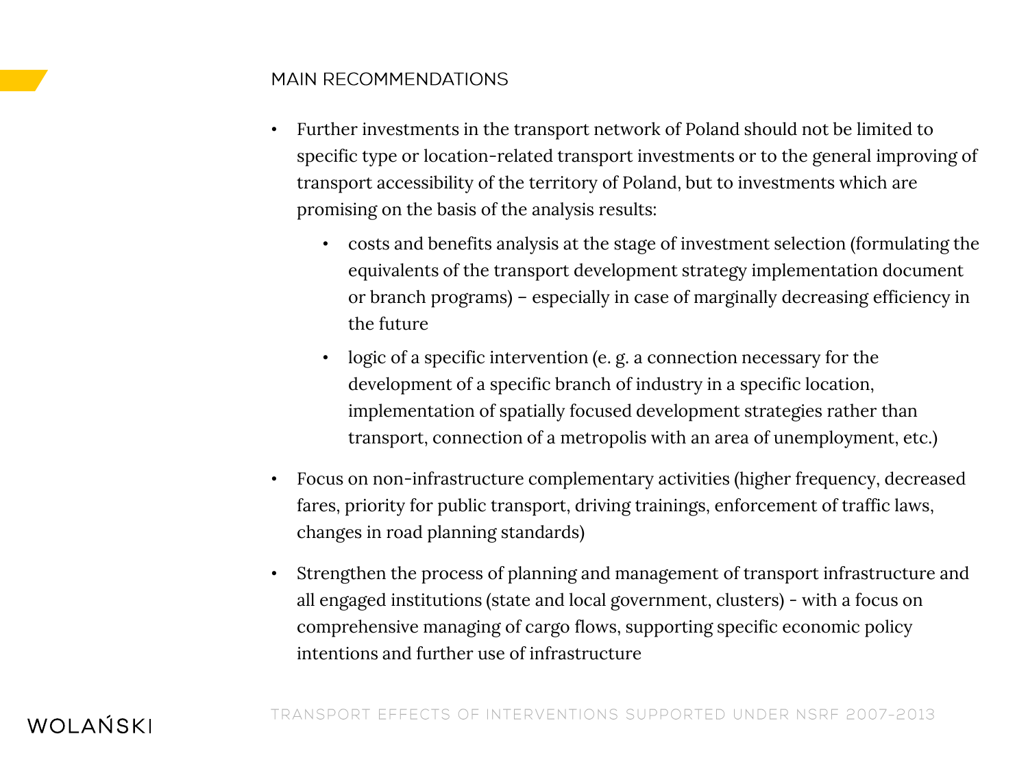## MAIN RECOMMENDATIONS

- Further investments in the transport network of Poland should not be limited to specific type or location-related transport investments or to the general improving of transport accessibility of the territory of Poland, but to investments which are promising on the basis of the analysis results:
  - costs and benefits analysis at the stage of investment selection (formulating the equivalents of the transport development strategy implementation document or branch programs) – especially in case of marginally decreasing efficiency in the future
  - logic of a specific intervention (e. g. a connection necessary for the development of a specific branch of industry in a specific location, implementation of spatially focused development strategies rather than transport, connection of a metropolis with an area of unemployment, etc.)
- Focus on non-infrastructure complementary activities (higher frequency, decreased fares, priority for public transport, driving trainings, enforcement of traffic laws, changes in road planning standards)
- Strengthen the process of planning and management of transport infrastructure and all engaged institutions (state and local government, clusters) - with a focus on comprehensive managing of cargo flows, supporting specific economic policy intentions and further use of infrastructure